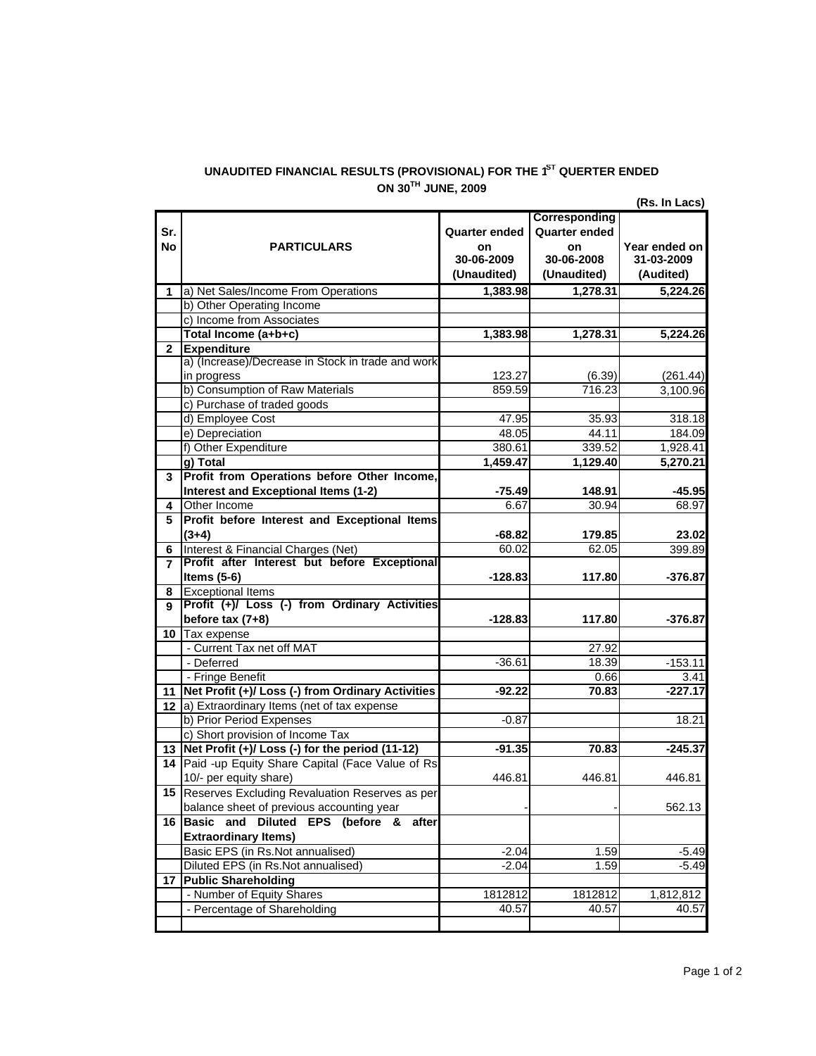# UNAUDITED FINANCIAL RESULTS (PROVISIONAL) FOR THE 1ST QUERTER ENDED ON 30TH JUNE, 2009

(Rs. In Lacs)

| Sr. No | PARTICULARS | Quarter ended on 30-06-2009 (Unaudited) | Corresponding Quarter ended on 30-06-2008 (Unaudited) | Year ended on 31-03-2009 (Audited) |
|---|---|---|---|---|
| 1 | a) Net Sales/Income From Operations | **1,383.98** | **1,278.31** | **5,224.26** |
| | b) Other Operating Income | | | |
| | c) Income from Associates | | | |
| | **Total Income (a+b+c)** | **1,383.98** | **1,278.31** | **5,224.26** |
| 2 | **Expenditure** | | | |
| | a) (Increase)/Decrease in Stock in trade and work in progress | 123.27 | (6.39) | (261.44) |
| | b) Consumption of Raw Materials | 859.59 | 716.23 | 3,100.96 |
| | c) Purchase of traded goods | | | |
| | d) Employee Cost | 47.95 | 35.93 | 318.18 |
| | e) Depreciation | 48.05 | 44.11 | 184.09 |
| | f) Other Expenditure | 380.61 | 339.52 | 1,928.41 |
| | **g) Total** | **1,459.47** | **1,129.40** | **5,270.21** |
| 3 | **Profit from Operations before Other Income, Interest and Exceptional Items (1-2)** | **-75.49** | **148.91** | **-45.95** |
| 4 | Other Income | 6.67 | 30.94 | 68.97 |
| 5 | **Profit before Interest and Exceptional Items (3+4)** | **-68.82** | **179.85** | **23.02** |
| 6 | Interest & Financial Charges (Net) | 60.02 | 62.05 | 399.89 |
| 7 | **Profit after Interest but before Exceptional Items (5-6)** | **-128.83** | **117.80** | **-376.87** |
| 8 | Exceptional Items | | | |
| 9 | **Profit (+)/ Loss (-) from Ordinary Activities before tax (7+8)** | **-128.83** | **117.80** | **-376.87** |
| 10 | Tax expense | | | |
| | - Current Tax net off MAT | | 27.92 | |
| | - Deferred | -36.61 | 18.39 | -153.11 |
| | - Fringe Benefit | | 0.66 | 3.41 |
| 11 | **Net Profit (+)/ Loss (-) from Ordinary Activities** | **-92.22** | **70.83** | **-227.17** |
| 12 | a) Extraordinary Items (net of tax expense | | | |
| | b) Prior Period Expenses | -0.87 | | 18.21 |
| | c) Short provision of Income Tax | | | |
| 13 | **Net Profit (+)/ Loss (-) for the period (11-12)** | **-91.35** | **70.83** | **-245.37** |
| 14 | Paid -up Equity Share Capital (Face Value of Rs 10/- per equity share) | 446.81 | 446.81 | 446.81 |
| 15 | Reserves Excluding Revaluation Reserves as per balance sheet of previous accounting year | - | - | 562.13 |
| 16 | **Basic and Diluted EPS (before & after Extraordinary Items)** | | | |
| | Basic EPS (in Rs.Not annualised) | -2.04 | 1.59 | -5.49 |
| | Diluted EPS (in Rs.Not annualised) | -2.04 | 1.59 | -5.49 |
| 17 | **Public Shareholding** | | | |
| | - Number of Equity Shares | 1812812 | 1812812 | 1,812,812 |
| | - Percentage of Shareholding | 40.57 | 40.57 | 40.57 |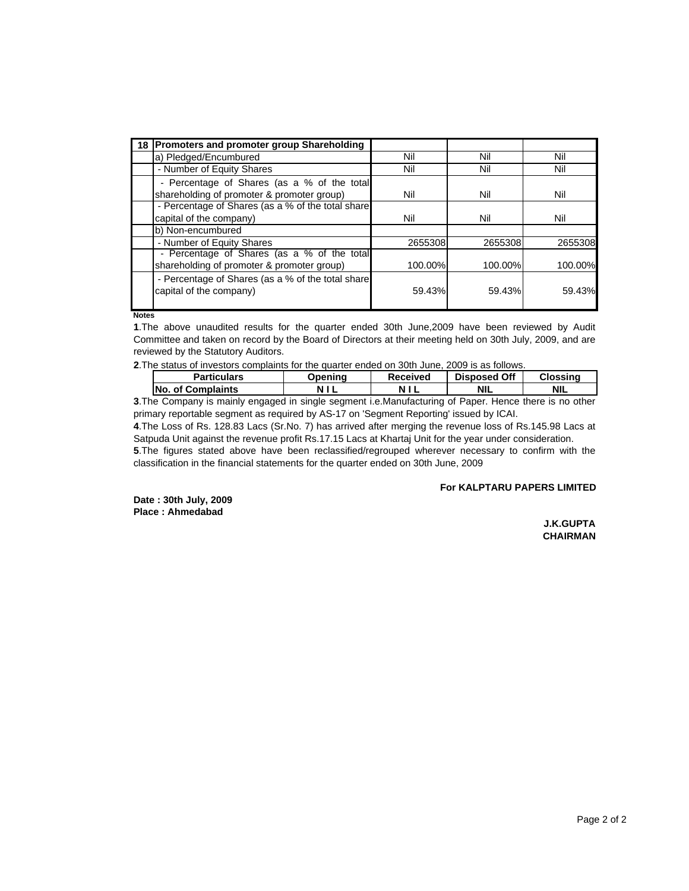| | | | | |
|---|---|---|---|---|
| 18 | **Promoters and promoter group Shareholding** | | | |
| | a) Pledged/Encumbured | Nil | Nil | Nil |
| | - Number of Equity Shares | Nil | Nil | Nil |
| | - Percentage of Shares (as a % of the total shareholding of promoter & promoter group) | Nil | Nil | Nil |
| | - Percentage of Shares (as a % of the total share capital of the company) | Nil | Nil | Nil |
| | b) Non-encumbured | | | |
| | - Number of Equity Shares | 2655308 | 2655308 | 2655308 |
| | - Percentage of Shares (as a % of the total shareholding of promoter & promoter group) | 100.00% | 100.00% | 100.00% |
| | - Percentage of Shares (as a % of the total share capital of the company) | 59.43% | 59.43% | 59.43% |

**Notes**

**1**.The above unaudited results for the quarter ended 30th June,2009 have been reviewed by Audit Committee and taken on record by the Board of Directors at their meeting held on 30th July, 2009, and are reviewed by the Statutory Auditors.

**2**.The status of investors complaints for the quarter ended on 30th June, 2009 is as follows.

| Particulars | Opening | Received | Disposed Off | Clossing |
|---|---|---|---|---|
| No. of Complaints | N I L | N I L | NIL | NIL |

**3**.The Company is mainly engaged in single segment i.e.Manufacturing of Paper. Hence there is no other primary reportable segment as required by AS-17 on 'Segment Reporting' issued by ICAI.

**4**.The Loss of Rs. 128.83 Lacs (Sr.No. 7) has arrived after merging the revenue loss of Rs.145.98 Lacs at Satpuda Unit against the revenue profit Rs.17.15 Lacs at Khartaj Unit for the year under consideration.

**5**.The figures stated above have been reclassified/regrouped wherever necessary to confirm with the classification in the financial statements for the quarter ended on 30th June, 2009

**For KALPTARU PAPERS LIMITED**

**Date : 30th July, 2009**
**Place : Ahmedabad**

**J.K.GUPTA**
**CHAIRMAN**